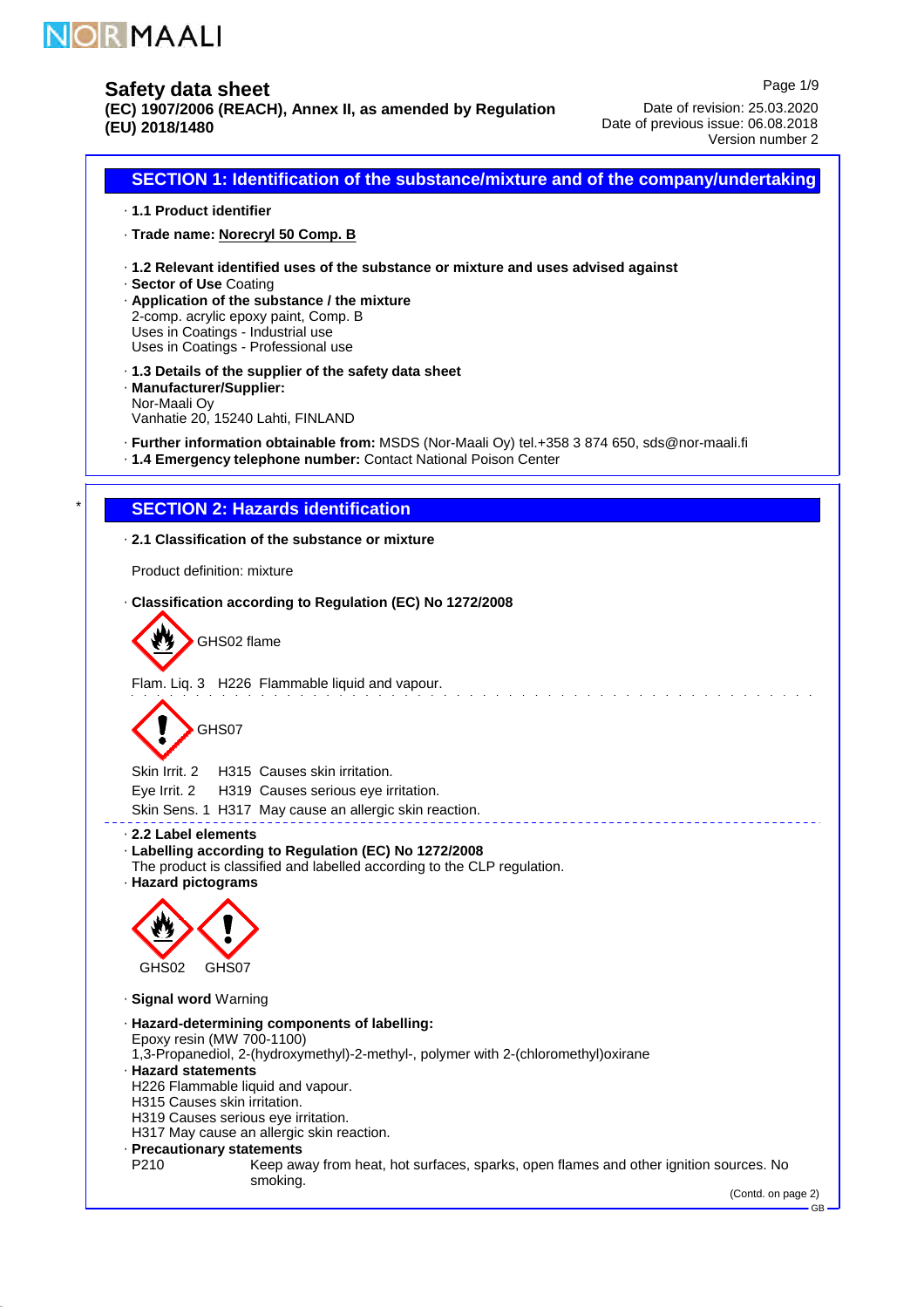# Safety data sheet

**(EC) 1907/2006 (REACH), Annex II, as amended by Regulation (EU) 2018/1480**

Date of revision: 25.03.2020
Date of previous issue: 06.08.2018
Version number 2

## SECTION 1: Identification of the substance/mixture and of the company/undertaking

· **1.1 Product identifier**

· **Trade name: Norecryl 50 Comp. B**

· **1.2 Relevant identified uses of the substance or mixture and uses advised against**
· **Sector of Use** Coating
· **Application of the substance / the mixture**
2-comp. acrylic epoxy paint, Comp. B
Uses in Coatings - Industrial use
Uses in Coatings - Professional use

· **1.3 Details of the supplier of the safety data sheet**
· **Manufacturer/Supplier:**
Nor-Maali Oy
Vanhatie 20, 15240 Lahti, FINLAND

· **Further information obtainable from:** MSDS (Nor-Maali Oy) tel.+358 3 874 650, sds@nor-maali.fi
· **1.4 Emergency telephone number:** Contact National Poison Center

## SECTION 2: Hazards identification

· **2.1 Classification of the substance or mixture**

Product definition: mixture

· **Classification according to Regulation (EC) No 1272/2008**

GHS02 flame

Flam. Liq. 3 H226 Flammable liquid and vapour.

GHS07

Skin Irrit. 2 H315 Causes skin irritation.
Eye Irrit. 2 H319 Causes serious eye irritation.
Skin Sens. 1 H317 May cause an allergic skin reaction.

· **2.2 Label elements**
· **Labelling according to Regulation (EC) No 1272/2008**
The product is classified and labelled according to the CLP regulation.
· **Hazard pictograms**

GHS02 GHS07

· **Signal word** Warning

· **Hazard-determining components of labelling:**
Epoxy resin (MW 700-1100)
1,3-Propanediol, 2-(hydroxymethyl)-2-methyl-, polymer with 2-(chloromethyl)oxirane
· **Hazard statements**
H226 Flammable liquid and vapour.
H315 Causes skin irritation.
H319 Causes serious eye irritation.
H317 May cause an allergic skin reaction.
· **Precautionary statements**
P210 Keep away from heat, hot surfaces, sparks, open flames and other ignition sources. No smoking.

(Contd. on page 2)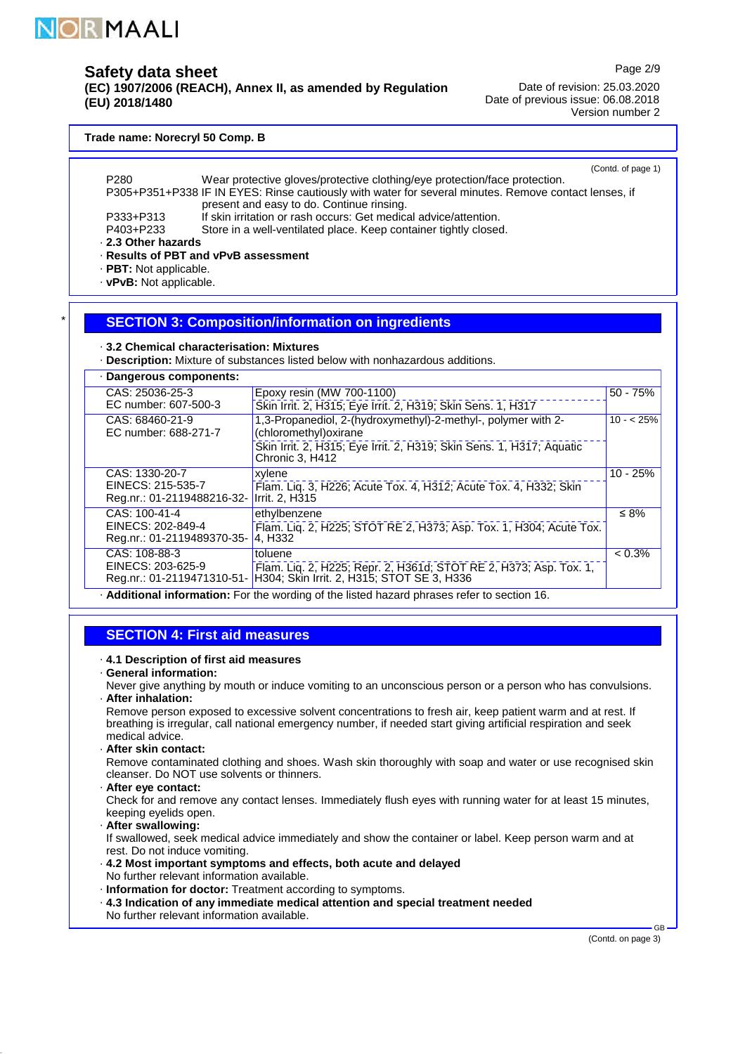Trade name: Norecryl 50 Comp. B

(Contd. of page 1)

P280 Wear protective gloves/protective clothing/eye protection/face protection.
P305+P351+P338 IF IN EYES: Rinse cautiously with water for several minutes. Remove contact lenses, if present and easy to do. Continue rinsing.
P333+P313 If skin irritation or rash occurs: Get medical advice/attention.
P403+P233 Store in a well-ventilated place. Keep container tightly closed.

· **2.3 Other hazards**
· **Results of PBT and vPvB assessment**
· **PBT:** Not applicable.
· **vPvB:** Not applicable.

## SECTION 3: Composition/information on ingredients

· **3.2 Chemical characterisation: Mixtures**
· **Description:** Mixture of substances listed below with nonhazardous additions.

· **Dangerous components:**

| Identifiers | Substance / Classification | Concentration |
|---|---|---|
| CAS: 25036-25-3<br>EC number: 607-500-3 | Epoxy resin (MW 700-1100)<br>Skin Irrit. 2, H315; Eye Irrit. 2, H319; Skin Sens. 1, H317 | 50 - 75% |
| CAS: 68460-21-9<br>EC number: 688-271-7 | 1,3-Propanediol, 2-(hydroxymethyl)-2-methyl-, polymer with 2-(chloromethyl)oxirane<br>Skin Irrit. 2, H315; Eye Irrit. 2, H319; Skin Sens. 1, H317; Aquatic Chronic 3, H412 | 10 - < 25% |
| CAS: 1330-20-7<br>EINECS: 215-535-7<br>Reg.nr.: 01-2119488216-32- | xylene<br>Flam. Liq. 3, H226; Acute Tox. 4, H312; Acute Tox. 4, H332; Skin Irrit. 2, H315 | 10 - 25% |
| CAS: 100-41-4<br>EINECS: 202-849-4<br>Reg.nr.: 01-2119489370-35- | ethylbenzene<br>Flam. Liq. 2, H225; STOT RE 2, H373; Asp. Tox. 1, H304; Acute Tox. 4, H332 | ≤ 8% |
| CAS: 108-88-3<br>EINECS: 203-625-9<br>Reg.nr.: 01-2119471310-51- | toluene<br>Flam. Liq. 2, H225; Repr. 2, H361d; STOT RE 2, H373; Asp. Tox. 1, H304; Skin Irrit. 2, H315; STOT SE 3, H336 | < 0.3% |

· **Additional information:** For the wording of the listed hazard phrases refer to section 16.

## SECTION 4: First aid measures

· **4.1 Description of first aid measures**
· **General information:**
Never give anything by mouth or induce vomiting to an unconscious person or a person who has convulsions.
· **After inhalation:**
Remove person exposed to excessive solvent concentrations to fresh air, keep patient warm and at rest. If breathing is irregular, call national emergency number, if needed start giving artificial respiration and seek medical advice.
· **After skin contact:**
Remove contaminated clothing and shoes. Wash skin thoroughly with soap and water or use recognised skin cleanser. Do NOT use solvents or thinners.
· **After eye contact:**
Check for and remove any contact lenses. Immediately flush eyes with running water for at least 15 minutes, keeping eyelids open.
· **After swallowing:**
If swallowed, seek medical advice immediately and show the container or label. Keep person warm and at rest. Do not induce vomiting.
· **4.2 Most important symptoms and effects, both acute and delayed**
No further relevant information available.
· **Information for doctor:** Treatment according to symptoms.
· **4.3 Indication of any immediate medical attention and special treatment needed**
No further relevant information available.

(Contd. on page 3)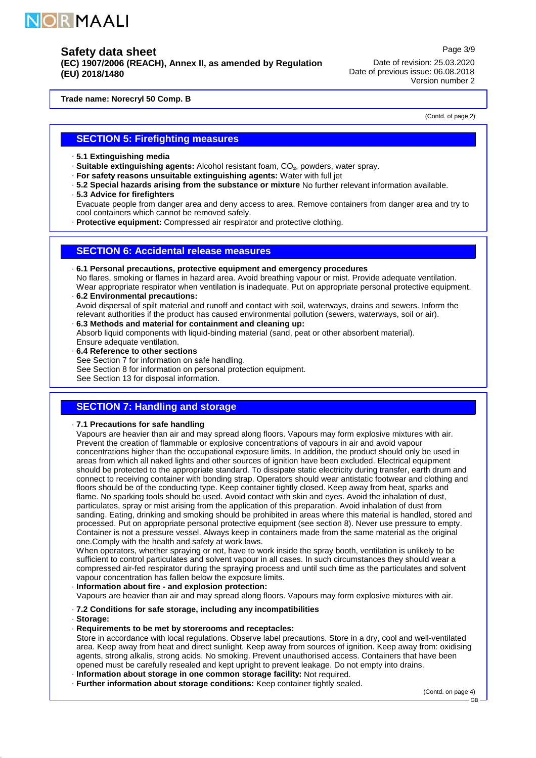Trade name: Norecryl 50 Comp. B

(Contd. of page 2)

## SECTION 5: Firefighting measures

- **5.1 Extinguishing media**
- **Suitable extinguishing agents:** Alcohol resistant foam, $CO_2$, powders, water spray.
- **For safety reasons unsuitable extinguishing agents:** Water with full jet
- **5.2 Special hazards arising from the substance or mixture** No further relevant information available.
- **5.3 Advice for firefighters**
  Evacuate people from danger area and deny access to area. Remove containers from danger area and try to cool containers which cannot be removed safely.
- **Protective equipment:** Compressed air respirator and protective clothing.

## SECTION 6: Accidental release measures

- **6.1 Personal precautions, protective equipment and emergency procedures**
  No flares, smoking or flames in hazard area. Avoid breathing vapour or mist. Provide adequate ventilation. Wear appropriate respirator when ventilation is inadequate. Put on appropriate personal protective equipment.
- **6.2 Environmental precautions:**
  Avoid dispersal of spilt material and runoff and contact with soil, waterways, drains and sewers. Inform the relevant authorities if the product has caused environmental pollution (sewers, waterways, soil or air).
- **6.3 Methods and material for containment and cleaning up:**
  Absorb liquid components with liquid-binding material (sand, peat or other absorbent material).
  Ensure adequate ventilation.
- **6.4 Reference to other sections**
  See Section 7 for information on safe handling.
  See Section 8 for information on personal protection equipment.
  See Section 13 for disposal information.

## SECTION 7: Handling and storage

- **7.1 Precautions for safe handling**
  Vapours are heavier than air and may spread along floors. Vapours may form explosive mixtures with air. Prevent the creation of flammable or explosive concentrations of vapours in air and avoid vapour concentrations higher than the occupational exposure limits. In addition, the product should only be used in areas from which all naked lights and other sources of ignition have been excluded. Electrical equipment should be protected to the appropriate standard. To dissipate static electricity during transfer, earth drum and connect to receiving container with bonding strap. Operators should wear antistatic footwear and clothing and floors should be of the conducting type. Keep container tightly closed. Keep away from heat, sparks and flame. No sparking tools should be used. Avoid contact with skin and eyes. Avoid the inhalation of dust, particulates, spray or mist arising from the application of this preparation. Avoid inhalation of dust from sanding. Eating, drinking and smoking should be prohibited in areas where this material is handled, stored and processed. Put on appropriate personal protective equipment (see section 8). Never use pressure to empty. Container is not a pressure vessel. Always keep in containers made from the same material as the original one.Comply with the health and safety at work laws.
  When operators, whether spraying or not, have to work inside the spray booth, ventilation is unlikely to be sufficient to control particulates and solvent vapour in all cases. In such circumstances they should wear a compressed air-fed respirator during the spraying process and until such time as the particulates and solvent vapour concentration has fallen below the exposure limits.
- **Information about fire - and explosion protection:**
  Vapours are heavier than air and may spread along floors. Vapours may form explosive mixtures with air.
- **7.2 Conditions for safe storage, including any incompatibilities**
- **Storage:**
- **Requirements to be met by storerooms and receptacles:**
  Store in accordance with local regulations. Observe label precautions. Store in a dry, cool and well-ventilated area. Keep away from heat and direct sunlight. Keep away from sources of ignition. Keep away from: oxidising agents, strong alkalis, strong acids. No smoking. Prevent unauthorised access. Containers that have been opened must be carefully resealed and kept upright to prevent leakage. Do not empty into drains.
- **Information about storage in one common storage facility:** Not required.
- **Further information about storage conditions:** Keep container tightly sealed.

(Contd. on page 4)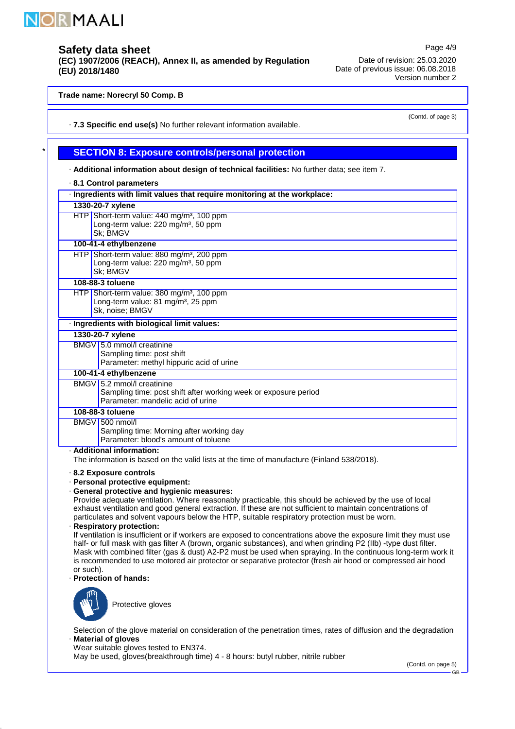Trade name: **Norecryl 50 Comp. B**

(Contd. of page 3)

· **7.3 Specific end use(s)** No further relevant information available.

## SECTION 8: Exposure controls/personal protection

· **Additional information about design of technical facilities:** No further data; see item 7.

· **8.1 Control parameters**

| · Ingredients with limit values that require monitoring at the workplace: | |
|---|---|
| **1330-20-7 xylene** | |
| HTP | Short-term value: 440 mg/m³, 100 ppm<br>Long-term value: 220 mg/m³, 50 ppm<br>Sk; BMGV |
| **100-41-4 ethylbenzene** | |
| HTP | Short-term value: 880 mg/m³, 200 ppm<br>Long-term value: 220 mg/m³, 50 ppm<br>Sk; BMGV |
| **108-88-3 toluene** | |
| HTP | Short-term value: 380 mg/m³, 100 ppm<br>Long-term value: 81 mg/m³, 25 ppm<br>Sk, noise; BMGV |

| · Ingredients with biological limit values: | |
|---|---|
| **1330-20-7 xylene** | |
| BMGV | 5.0 mmol/l creatinine<br>Sampling time: post shift<br>Parameter: methyl hippuric acid of urine |
| **100-41-4 ethylbenzene** | |
| BMGV | 5.2 mmol/l creatinine<br>Sampling time: post shift after working week or exposure period<br>Parameter: mandelic acid of urine |
| **108-88-3 toluene** | |
| BMGV | 500 nmol/l<br>Sampling time: Morning after working day<br>Parameter: blood's amount of toluene |

· **Additional information:**
The information is based on the valid lists at the time of manufacture (Finland 538/2018).

· **8.2 Exposure controls**
· **Personal protective equipment:**
· **General protective and hygienic measures:**
Provide adequate ventilation. Where reasonably practicable, this should be achieved by the use of local exhaust ventilation and good general extraction. If these are not sufficient to maintain concentrations of particulates and solvent vapours below the HTP, suitable respiratory protection must be worn.
· **Respiratory protection:**
If ventilation is insufficient or if workers are exposed to concentrations above the exposure limit they must use half- or full mask with gas filter A (brown, organic substances), and when grinding P2 (IIb) -type dust filter. Mask with combined filter (gas & dust) A2-P2 must be used when spraying. In the continuous long-term work it is recommended to use motored air protector or separative protector (fresh air hood or compressed air hood or such).
· **Protection of hands:**

Protective gloves

Selection of the glove material on consideration of the penetration times, rates of diffusion and the degradation
· **Material of gloves**
Wear suitable gloves tested to EN374.
May be used, gloves(breakthrough time) 4 - 8 hours: butyl rubber, nitrile rubber

(Contd. on page 5)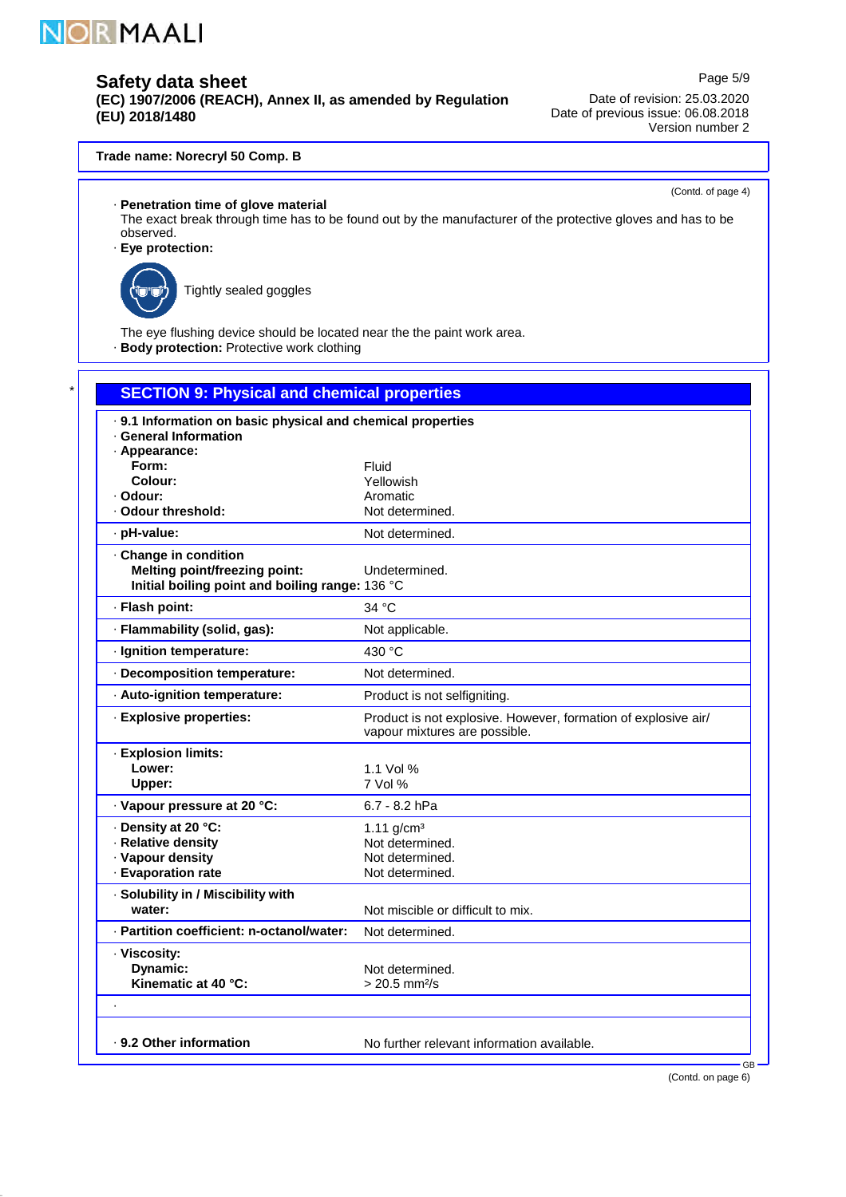**Trade name: Norecryl 50 Comp. B**

(Contd. of page 4)

· **Penetration time of glove material**
The exact break through time has to be found out by the manufacturer of the protective gloves and has to be observed.

· **Eye protection:**

Tightly sealed goggles

The eye flushing device should be located near the the paint work area.

· **Body protection:** Protective work clothing

## SECTION 9: Physical and chemical properties

| · **9.1 Information on basic physical and chemical properties** | |
|---|---|
| · **General Information** | |
| · **Appearance:** | |
| **Form:** | Fluid |
| **Colour:** | Yellowish |
| · **Odour:** | Aromatic |
| · **Odour threshold:** | Not determined. |
| · **pH-value:** | Not determined. |
| · **Change in condition** | |
| **Melting point/freezing point:** | Undetermined. |
| **Initial boiling point and boiling range:** | 136 °C |
| · **Flash point:** | 34 °C |
| · **Flammability (solid, gas):** | Not applicable. |
| · **Ignition temperature:** | 430 °C |
| · **Decomposition temperature:** | Not determined. |
| · **Auto-ignition temperature:** | Product is not selfigniting. |
| · **Explosive properties:** | Product is not explosive. However, formation of explosive air/vapour mixtures are possible. |
| · **Explosion limits:** | |
| **Lower:** | 1.1 Vol % |
| **Upper:** | 7 Vol % |
| · **Vapour pressure at 20 °C:** | 6.7 - 8.2 hPa |
| · **Density at 20 °C:** | 1.11 g/cm³ |
| · **Relative density** | Not determined. |
| · **Vapour density** | Not determined. |
| · **Evaporation rate** | Not determined. |
| · **Solubility in / Miscibility with** | |
| **water:** | Not miscible or difficult to mix. |
| · **Partition coefficient: n-octanol/water:** | Not determined. |
| · **Viscosity:** | |
| **Dynamic:** | Not determined. |
| **Kinematic at 40 °C:** | > 20.5 mm²/s |
| · | |
| · **9.2 Other information** | No further relevant information available. |

(Contd. on page 6)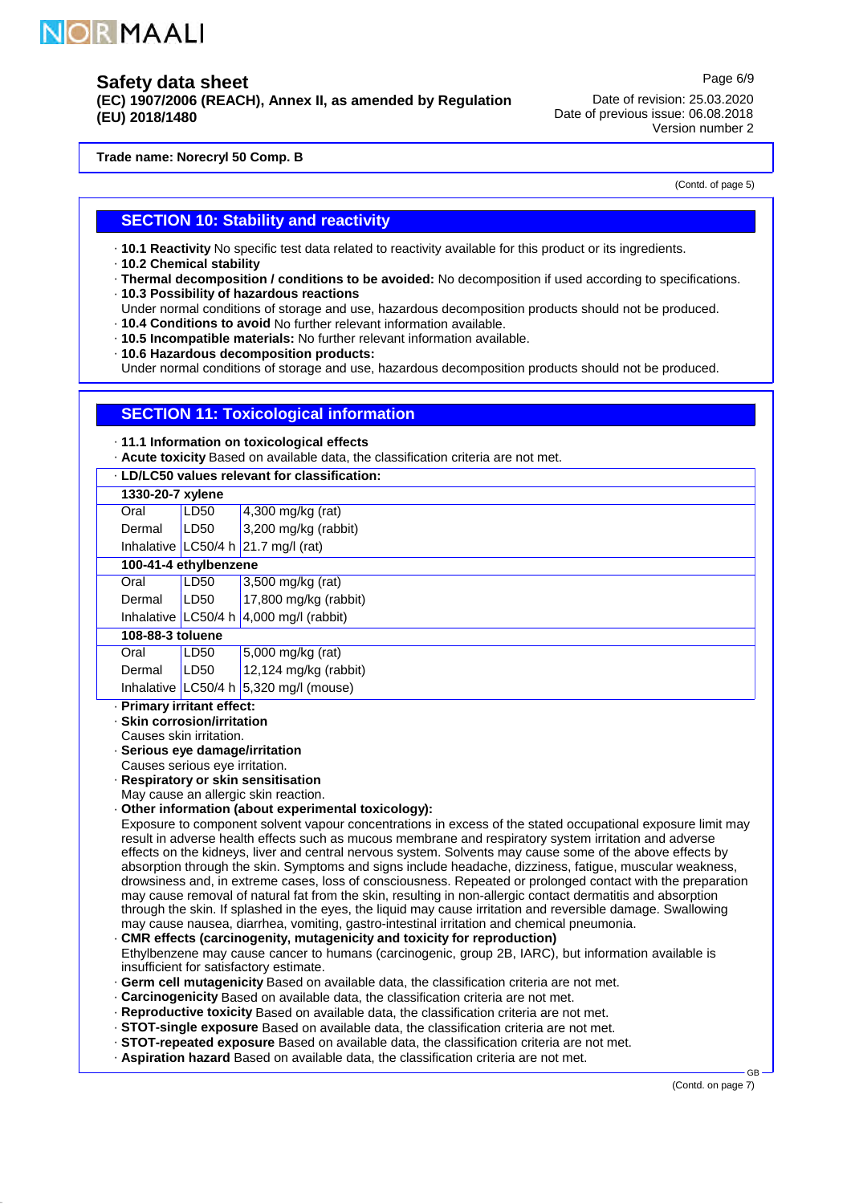Trade name: Norecryl 50 Comp. B

(Contd. of page 5)

## SECTION 10: Stability and reactivity

- **10.1 Reactivity** No specific test data related to reactivity available for this product or its ingredients.
- **10.2 Chemical stability**
- **Thermal decomposition / conditions to be avoided:** No decomposition if used according to specifications.
- **10.3 Possibility of hazardous reactions**
  Under normal conditions of storage and use, hazardous decomposition products should not be produced.
- **10.4 Conditions to avoid** No further relevant information available.
- **10.5 Incompatible materials:** No further relevant information available.
- **10.6 Hazardous decomposition products:**
  Under normal conditions of storage and use, hazardous decomposition products should not be produced.

## SECTION 11: Toxicological information

- **11.1 Information on toxicological effects**
- **Acute toxicity** Based on available data, the classification criteria are not met.

**LD/LC50 values relevant for classification:**

| | | |
|---|---|---|
| **1330-20-7 xylene** | | |
| Oral | LD50 | 4,300 mg/kg (rat) |
| Dermal | LD50 | 3,200 mg/kg (rabbit) |
| Inhalative | LC50/4 h | 21.7 mg/l (rat) |
| **100-41-4 ethylbenzene** | | |
| Oral | LD50 | 3,500 mg/kg (rat) |
| Dermal | LD50 | 17,800 mg/kg (rabbit) |
| Inhalative | LC50/4 h | 4,000 mg/l (rabbit) |
| **108-88-3 toluene** | | |
| Oral | LD50 | 5,000 mg/kg (rat) |
| Dermal | LD50 | 12,124 mg/kg (rabbit) |
| Inhalative | LC50/4 h | 5,320 mg/l (mouse) |

- **Primary irritant effect:**
- **Skin corrosion/irritation**
  Causes skin irritation.
- **Serious eye damage/irritation**
  Causes serious eye irritation.
- **Respiratory or skin sensitisation**
  May cause an allergic skin reaction.
- **Other information (about experimental toxicology):**
  Exposure to component solvent vapour concentrations in excess of the stated occupational exposure limit may result in adverse health effects such as mucous membrane and respiratory system irritation and adverse effects on the kidneys, liver and central nervous system. Solvents may cause some of the above effects by absorption through the skin. Symptoms and signs include headache, dizziness, fatigue, muscular weakness, drowsiness and, in extreme cases, loss of consciousness. Repeated or prolonged contact with the preparation may cause removal of natural fat from the skin, resulting in non-allergic contact dermatitis and absorption through the skin. If splashed in the eyes, the liquid may cause irritation and reversible damage. Swallowing may cause nausea, diarrhea, vomiting, gastro-intestinal irritation and chemical pneumonia.
- **CMR effects (carcinogenity, mutagenicity and toxicity for reproduction)**
  Ethylbenzene may cause cancer to humans (carcinogenic, group 2B, IARC), but information available is insufficient for satisfactory estimate.
- **Germ cell mutagenicity** Based on available data, the classification criteria are not met.
- **Carcinogenicity** Based on available data, the classification criteria are not met.
- **Reproductive toxicity** Based on available data, the classification criteria are not met.
- **STOT-single exposure** Based on available data, the classification criteria are not met.
- **STOT-repeated exposure** Based on available data, the classification criteria are not met.
- **Aspiration hazard** Based on available data, the classification criteria are not met.

(Contd. on page 7)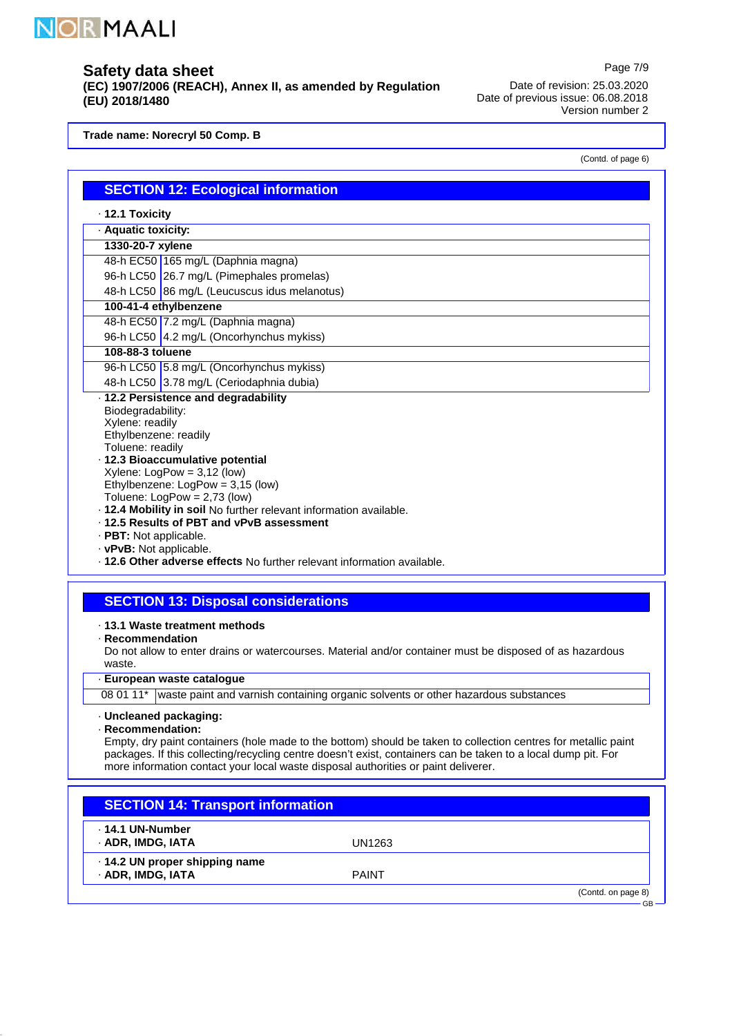**Trade name: Norecryl 50 Comp. B**

(Contd. of page 6)

## SECTION 12: Ecological information

· **12.1 Toxicity**

| · **Aquatic toxicity:** | |
|---|---|
| **1330-20-7 xylene** | |
| 48-h EC50 | 165 mg/L (Daphnia magna) |
| 96-h LC50 | 26.7 mg/L (Pimephales promelas) |
| 48-h LC50 | 86 mg/L (Leucuscus idus melanotus) |
| **100-41-4 ethylbenzene** | |
| 48-h EC50 | 7.2 mg/L (Daphnia magna) |
| 96-h LC50 | 4.2 mg/L (Oncorhynchus mykiss) |
| **108-88-3 toluene** | |
| 96-h LC50 | 5.8 mg/L (Oncorhynchus mykiss) |
| 48-h LC50 | 3.78 mg/L (Ceriodaphnia dubia) |

· **12.2 Persistence and degradability**
Biodegradability:
Xylene: readily
Ethylbenzene: readily
Toluene: readily

· **12.3 Bioaccumulative potential**
Xylene: LogPow = 3,12 (low)
Ethylbenzene: LogPow = 3,15 (low)
Toluene: LogPow = 2,73 (low)

· **12.4 Mobility in soil** No further relevant information available.

· **12.5 Results of PBT and vPvB assessment**

· **PBT:** Not applicable.

· **vPvB:** Not applicable.

· **12.6 Other adverse effects** No further relevant information available.

## SECTION 13: Disposal considerations

· **13.1 Waste treatment methods**

· **Recommendation**
Do not allow to enter drains or watercourses. Material and/or container must be disposed of as hazardous waste.

| · **European waste catalogue** | |
|---|---|
| 08 01 11* | waste paint and varnish containing organic solvents or other hazardous substances |

· **Uncleaned packaging:**

· **Recommendation:**
Empty, dry paint containers (hole made to the bottom) should be taken to collection centres for metallic paint packages. If this collecting/recycling centre doesn't exist, containers can be taken to a local dump pit. For more information contact your local waste disposal authorities or paint deliverer.

## SECTION 14: Transport information

| · **14.1 UN-Number** | |
|---|---|
| · **ADR, IMDG, IATA** | UN1263 |
| · **14.2 UN proper shipping name** | |
| · **ADR, IMDG, IATA** | PAINT |

(Contd. on page 8)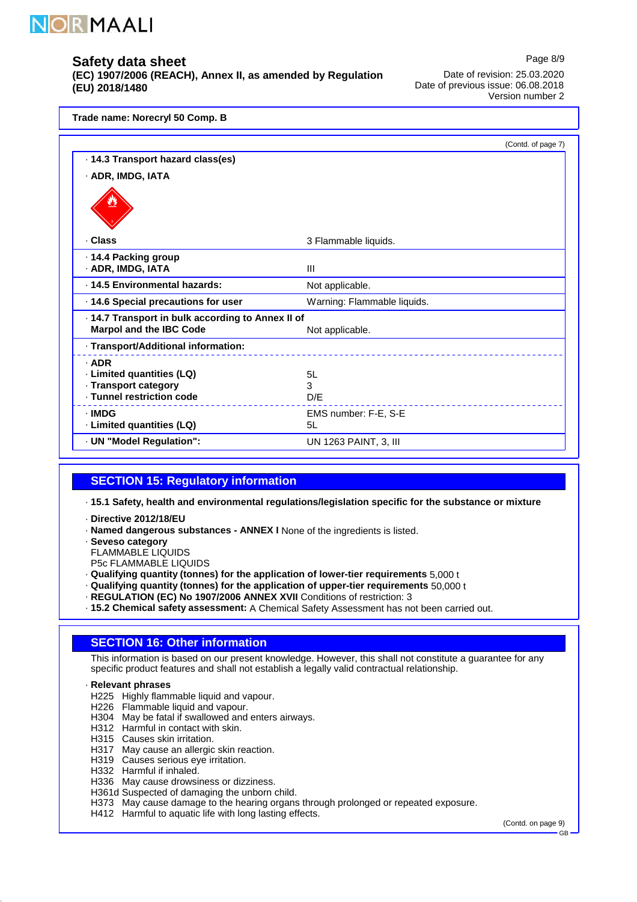**Trade name: Norecryl 50 Comp. B**

(Contd. of page 7)

· **14.3 Transport hazard class(es)**

· **ADR, IMDG, IATA**

| | |
|---|---|
| · **Class** | 3 Flammable liquids. |
| · **14.4 Packing group** · **ADR, IMDG, IATA** | III |
| · **14.5 Environmental hazards:** | Not applicable. |
| · **14.6 Special precautions for user** | Warning: Flammable liquids. |
| · **14.7 Transport in bulk according to Annex II of Marpol and the IBC Code** | Not applicable. |
| · **Transport/Additional information:** | |
| · **ADR** | |
| · **Limited quantities (LQ)** | 5L |
| · **Transport category** | 3 |
| · **Tunnel restriction code** | D/E |
| · **IMDG** | EMS number: F-E, S-E |
| · **Limited quantities (LQ)** | 5L |
| · **UN "Model Regulation":** | UN 1263 PAINT, 3, III |

## SECTION 15: Regulatory information

· **15.1 Safety, health and environmental regulations/legislation specific for the substance or mixture**

· **Directive 2012/18/EU**
· **Named dangerous substances - ANNEX I** None of the ingredients is listed.
· **Seveso category**
FLAMMABLE LIQUIDS
P5c FLAMMABLE LIQUIDS
· **Qualifying quantity (tonnes) for the application of lower-tier requirements** 5,000 t
· **Qualifying quantity (tonnes) for the application of upper-tier requirements** 50,000 t
· **REGULATION (EC) No 1907/2006 ANNEX XVII** Conditions of restriction: 3
· **15.2 Chemical safety assessment:** A Chemical Safety Assessment has not been carried out.

## SECTION 16: Other information

This information is based on our present knowledge. However, this shall not constitute a guarantee for any specific product features and shall not establish a legally valid contractual relationship.

· **Relevant phrases**
H225 Highly flammable liquid and vapour.
H226 Flammable liquid and vapour.
H304 May be fatal if swallowed and enters airways.
H312 Harmful in contact with skin.
H315 Causes skin irritation.
H317 May cause an allergic skin reaction.
H319 Causes serious eye irritation.
H332 Harmful if inhaled.
H336 May cause drowsiness or dizziness.
H361d Suspected of damaging the unborn child.
H373 May cause damage to the hearing organs through prolonged or repeated exposure.
H412 Harmful to aquatic life with long lasting effects.

(Contd. on page 9)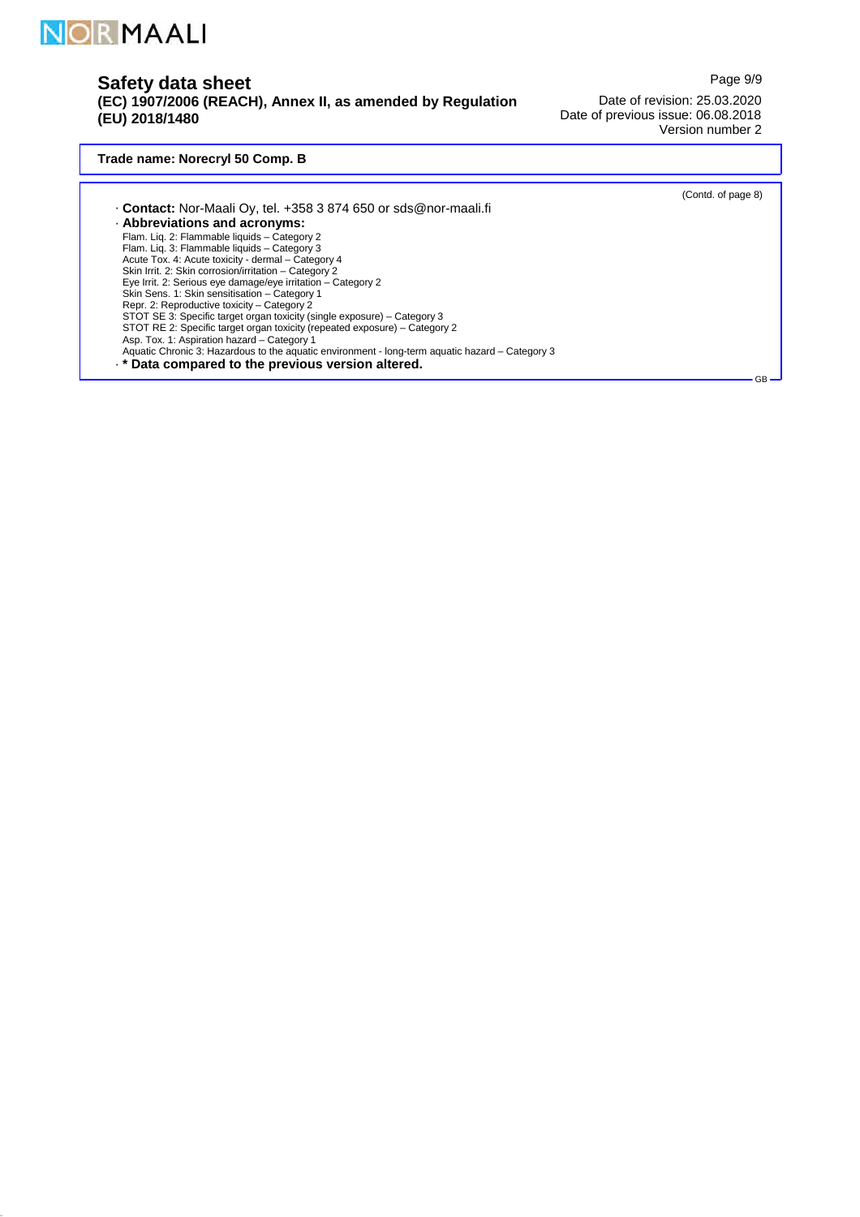(Contd. of page 8)

· **Contact:** Nor-Maali Oy, tel. +358 3 874 650 or sds@nor-maali.fi

· **Abbreviations and acronyms:**

Flam. Liq. 2: Flammable liquids – Category 2
Flam. Liq. 3: Flammable liquids – Category 3
Acute Tox. 4: Acute toxicity - dermal – Category 4
Skin Irrit. 2: Skin corrosion/irritation – Category 2
Eye Irrit. 2: Serious eye damage/eye irritation – Category 2
Skin Sens. 1: Skin sensitisation – Category 1
Repr. 2: Reproductive toxicity – Category 2
STOT SE 3: Specific target organ toxicity (single exposure) – Category 3
STOT RE 2: Specific target organ toxicity (repeated exposure) – Category 2
Asp. Tox. 1: Aspiration hazard – Category 1
Aquatic Chronic 3: Hazardous to the aquatic environment - long-term aquatic hazard – Category 3

· **\* Data compared to the previous version altered.**